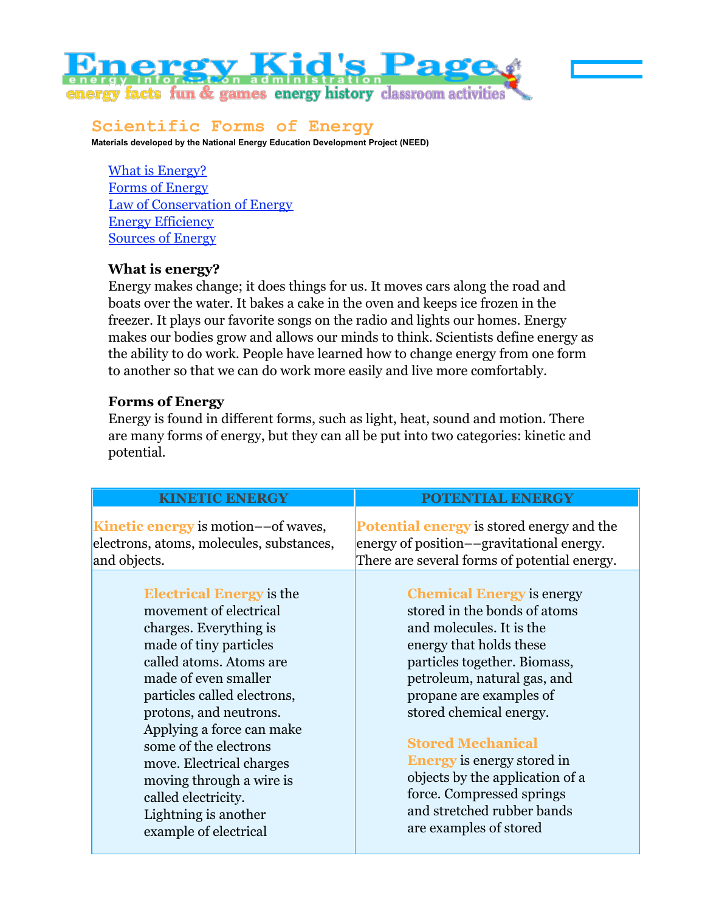Energy Kid's Page

energy information administration

energy facts fun & games energy history classroom activities

# Scientific Forms of Energy

**Materials developed by the National Energy Education Development Project (NEED)**

- What is Energy?
- Forms of Energy
- Law of Conservation of Energy
- Energy Efficiency
- Sources of Energy

### What is energy?

Energy makes change; it does things for us. It moves cars along the road and boats over the water. It bakes a cake in the oven and keeps ice frozen in the freezer. It plays our favorite songs on the radio and lights our homes. Energy makes our bodies grow and allows our minds to think. Scientists define energy as the ability to do work. People have learned how to change energy from one form to another so that we can do work more easily and live more comfortably.

### Forms of Energy

Energy is found in different forms, such as light, heat, sound and motion. There are many forms of energy, but they can all be put into two categories: kinetic and potential.

| KINETIC ENERGY | POTENTIAL ENERGY |
|---|---|
| **Kinetic energy** is motion––of waves, electrons, atoms, molecules, substances, and objects. | **Potential energy** is stored energy and the energy of position––gravitational energy. There are several forms of potential energy. |
| **Electrical Energy** is the movement of electrical charges. Everything is made of tiny particles called atoms. Atoms are made of even smaller particles called electrons, protons, and neutrons. Applying a force can make some of the electrons move. Electrical charges moving through a wire is called electricity. Lightning is another example of electrical | **Chemical Energy** is energy stored in the bonds of atoms and molecules. It is the energy that holds these particles together. Biomass, petroleum, natural gas, and propane are examples of stored chemical energy. **Stored Mechanical Energy** is energy stored in objects by the application of a force. Compressed springs and stretched rubber bands are examples of stored |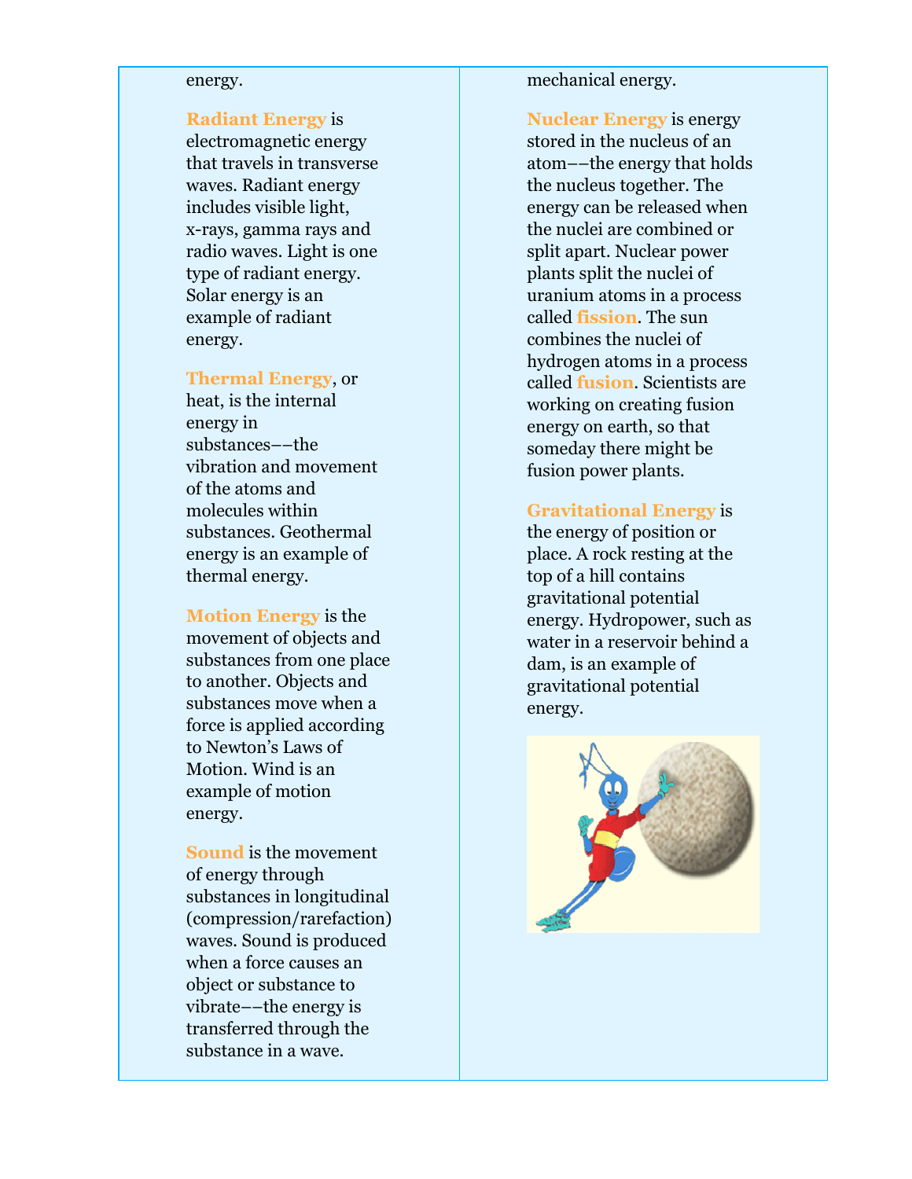energy.

**Radiant Energy** is electromagnetic energy that travels in transverse waves. Radiant energy includes visible light, x-rays, gamma rays and radio waves. Light is one type of radiant energy. Solar energy is an example of radiant energy.

**Thermal Energy**, or heat, is the internal energy in substances––the vibration and movement of the atoms and molecules within substances. Geothermal energy is an example of thermal energy.

**Motion Energy** is the movement of objects and substances from one place to another. Objects and substances move when a force is applied according to Newton's Laws of Motion. Wind is an example of motion energy.

**Sound** is the movement of energy through substances in longitudinal (compression/rarefaction) waves. Sound is produced when a force causes an object or substance to vibrate––the energy is transferred through the substance in a wave.

mechanical energy.

**Nuclear Energy** is energy stored in the nucleus of an atom––the energy that holds the nucleus together. The energy can be released when the nuclei are combined or split apart. Nuclear power plants split the nuclei of uranium atoms in a process called **fission**. The sun combines the nuclei of hydrogen atoms in a process called **fusion**. Scientists are working on creating fusion energy on earth, so that someday there might be fusion power plants.

**Gravitational Energy** is the energy of position or place. A rock resting at the top of a hill contains gravitational potential energy. Hydropower, such as water in a reservoir behind a dam, is an example of gravitational potential energy.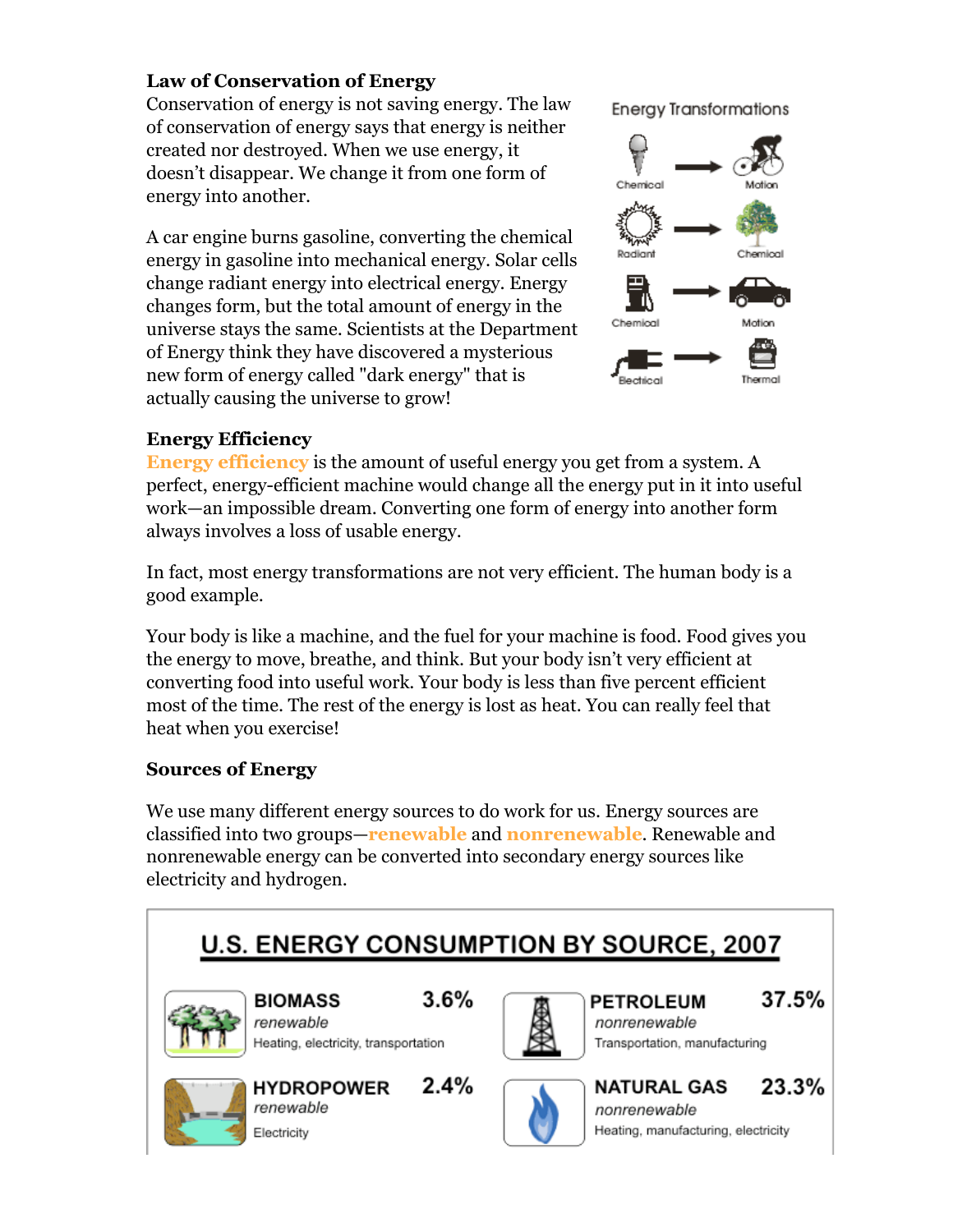### Law of Conservation of Energy

Conservation of energy is not saving energy. The law of conservation of energy says that energy is neither created nor destroyed. When we use energy, it doesn't disappear. We change it from one form of energy into another.

A car engine burns gasoline, converting the chemical energy in gasoline into mechanical energy. Solar cells change radiant energy into electrical energy. Energy changes form, but the total amount of energy in the universe stays the same. Scientists at the Department of Energy think they have discovered a mysterious new form of energy called "dark energy" that is actually causing the universe to grow!

**Energy Transformations**

- Chemical → Motion
- Radiant → Chemical
- Chemical → Motion
- Electrical → Thermal

### Energy Efficiency

**Energy efficiency** is the amount of useful energy you get from a system. A perfect, energy-efficient machine would change all the energy put in it into useful work—an impossible dream. Converting one form of energy into another form always involves a loss of usable energy.

In fact, most energy transformations are not very efficient. The human body is a good example.

Your body is like a machine, and the fuel for your machine is food. Food gives you the energy to move, breathe, and think. But your body isn't very efficient at converting food into useful work. Your body is less than five percent efficient most of the time. The rest of the energy is lost as heat. You can really feel that heat when you exercise!

### Sources of Energy

We use many different energy sources to do work for us. Energy sources are classified into two groups—**renewable** and **nonrenewable**. Renewable and nonrenewable energy can be converted into secondary energy sources like electricity and hydrogen.

**U.S. ENERGY CONSUMPTION BY SOURCE, 2007**

| Source | Type | Uses | Percentage |
|---|---|---|---|
| BIOMASS | *renewable* | Heating, electricity, transportation | 3.6% |
| HYDROPOWER | *renewable* | Electricity | 2.4% |
| PETROLEUM | *nonrenewable* | Transportation, manufacturing | 37.5% |
| NATURAL GAS | *nonrenewable* | Heating, manufacturing, electricity | 23.3% |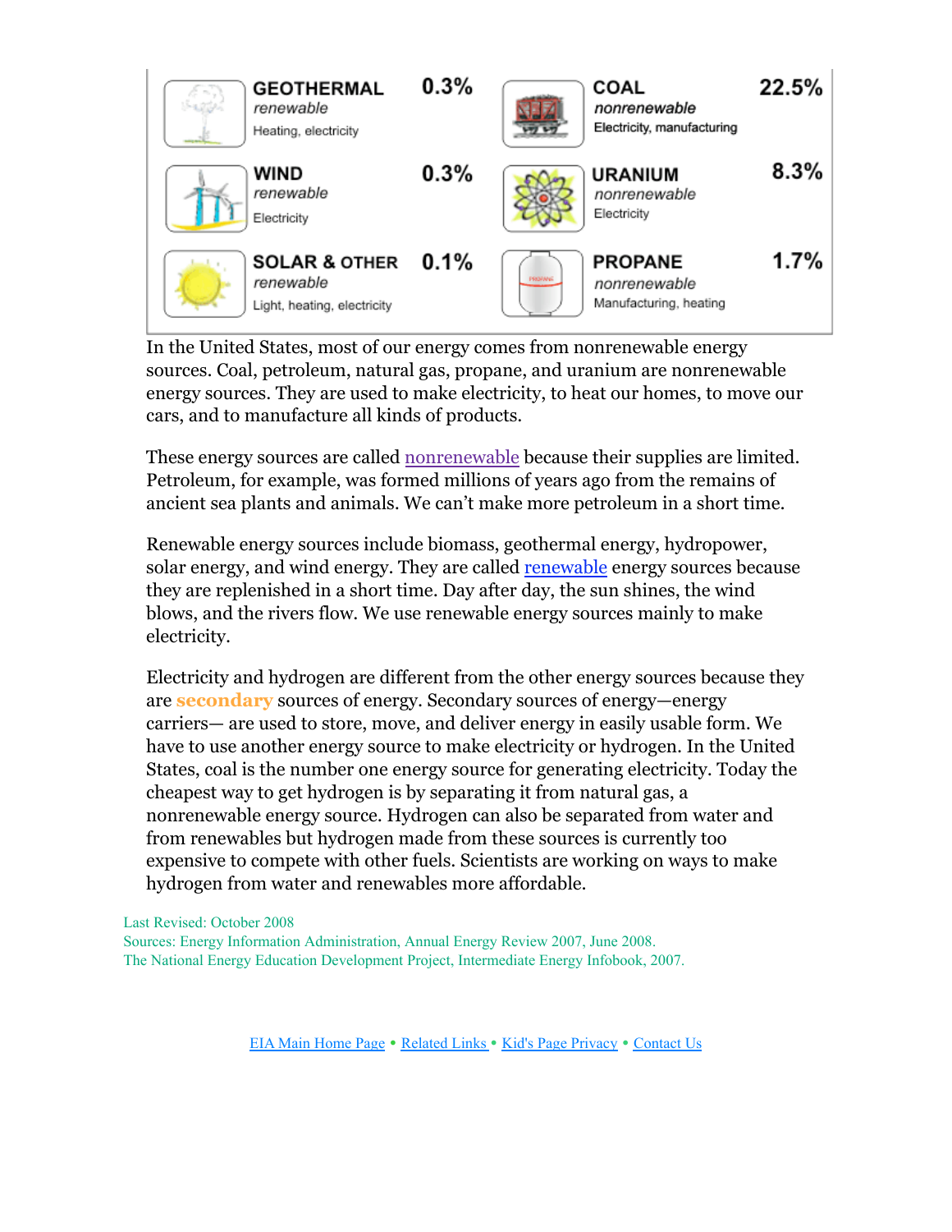| | | | |
|---|---|---|---|
| **GEOTHERMAL** *renewable* Heating, electricity | 0.3% | **COAL** *nonrenewable* Electricity, manufacturing | 22.5% |
| **WIND** *renewable* Electricity | 0.3% | **URANIUM** *nonrenewable* Electricity | 8.3% |
| **SOLAR & OTHER** *renewable* Light, heating, electricity | 0.1% | **PROPANE** *nonrenewable* Manufacturing, heating | 1.7% |

In the United States, most of our energy comes from nonrenewable energy sources. Coal, petroleum, natural gas, propane, and uranium are nonrenewable energy sources. They are used to make electricity, to heat our homes, to move our cars, and to manufacture all kinds of products.

These energy sources are called nonrenewable because their supplies are limited. Petroleum, for example, was formed millions of years ago from the remains of ancient sea plants and animals. We can't make more petroleum in a short time.

Renewable energy sources include biomass, geothermal energy, hydropower, solar energy, and wind energy. They are called renewable energy sources because they are replenished in a short time. Day after day, the sun shines, the wind blows, and the rivers flow. We use renewable energy sources mainly to make electricity.

Electricity and hydrogen are different from the other energy sources because they are **secondary** sources of energy. Secondary sources of energy—energy carriers— are used to store, move, and deliver energy in easily usable form. We have to use another energy source to make electricity or hydrogen. In the United States, coal is the number one energy source for generating electricity. Today the cheapest way to get hydrogen is by separating it from natural gas, a nonrenewable energy source. Hydrogen can also be separated from water and from renewables but hydrogen made from these sources is currently too expensive to compete with other fuels. Scientists are working on ways to make hydrogen from water and renewables more affordable.

Last Revised: October 2008
Sources: Energy Information Administration, Annual Energy Review 2007, June 2008.
The National Energy Education Development Project, Intermediate Energy Infobook, 2007.

EIA Main Home Page • Related Links • Kid's Page Privacy • Contact Us